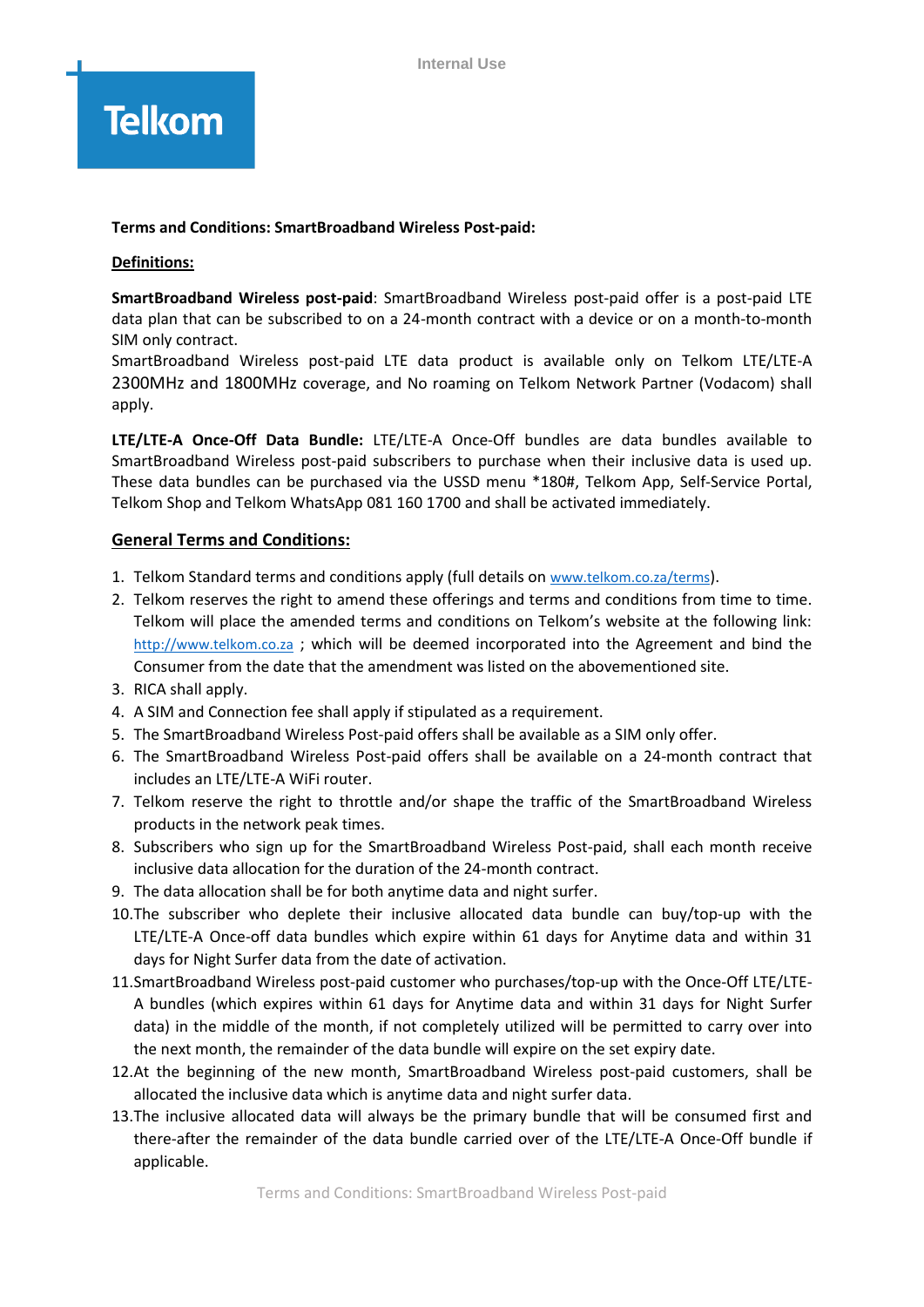**Terms and Conditions: SmartBroadband Wireless Post-paid:**

**Definitions:**

**SmartBroadband Wireless post-paid**: SmartBroadband Wireless post-paid offer is a post-paid LTE data plan that can be subscribed to on a 24-month contract with a device or on a month-to-month SIM only contract.
SmartBroadband Wireless post-paid LTE data product is available only on Telkom LTE/LTE-A 2300MHz and 1800MHz coverage, and No roaming on Telkom Network Partner (Vodacom) shall apply.

**LTE/LTE-A Once-Off Data Bundle:** LTE/LTE-A Once-Off bundles are data bundles available to SmartBroadband Wireless post-paid subscribers to purchase when their inclusive data is used up. These data bundles can be purchased via the USSD menu *180#, Telkom App, Self-Service Portal, Telkom Shop and Telkom WhatsApp 081 160 1700 and shall be activated immediately.

## General Terms and Conditions:

1. Telkom Standard terms and conditions apply (full details on www.telkom.co.za/terms).
2. Telkom reserves the right to amend these offerings and terms and conditions from time to time. Telkom will place the amended terms and conditions on Telkom's website at the following link: http://www.telkom.co.za ; which will be deemed incorporated into the Agreement and bind the Consumer from the date that the amendment was listed on the abovementioned site.
3. RICA shall apply.
4. A SIM and Connection fee shall apply if stipulated as a requirement.
5. The SmartBroadband Wireless Post-paid offers shall be available as a SIM only offer.
6. The SmartBroadband Wireless Post-paid offers shall be available on a 24-month contract that includes an LTE/LTE-A WiFi router.
7. Telkom reserve the right to throttle and/or shape the traffic of the SmartBroadband Wireless products in the network peak times.
8. Subscribers who sign up for the SmartBroadband Wireless Post-paid, shall each month receive inclusive data allocation for the duration of the 24-month contract.
9. The data allocation shall be for both anytime data and night surfer.
10. The subscriber who deplete their inclusive allocated data bundle can buy/top-up with the LTE/LTE-A Once-off data bundles which expire within 61 days for Anytime data and within 31 days for Night Surfer data from the date of activation.
11. SmartBroadband Wireless post-paid customer who purchases/top-up with the Once-Off LTE/LTE-A bundles (which expires within 61 days for Anytime data and within 31 days for Night Surfer data) in the middle of the month, if not completely utilized will be permitted to carry over into the next month, the remainder of the data bundle will expire on the set expiry date.
12. At the beginning of the new month, SmartBroadband Wireless post-paid customers, shall be allocated the inclusive data which is anytime data and night surfer data.
13. The inclusive allocated data will always be the primary bundle that will be consumed first and there-after the remainder of the data bundle carried over of the LTE/LTE-A Once-Off bundle if applicable.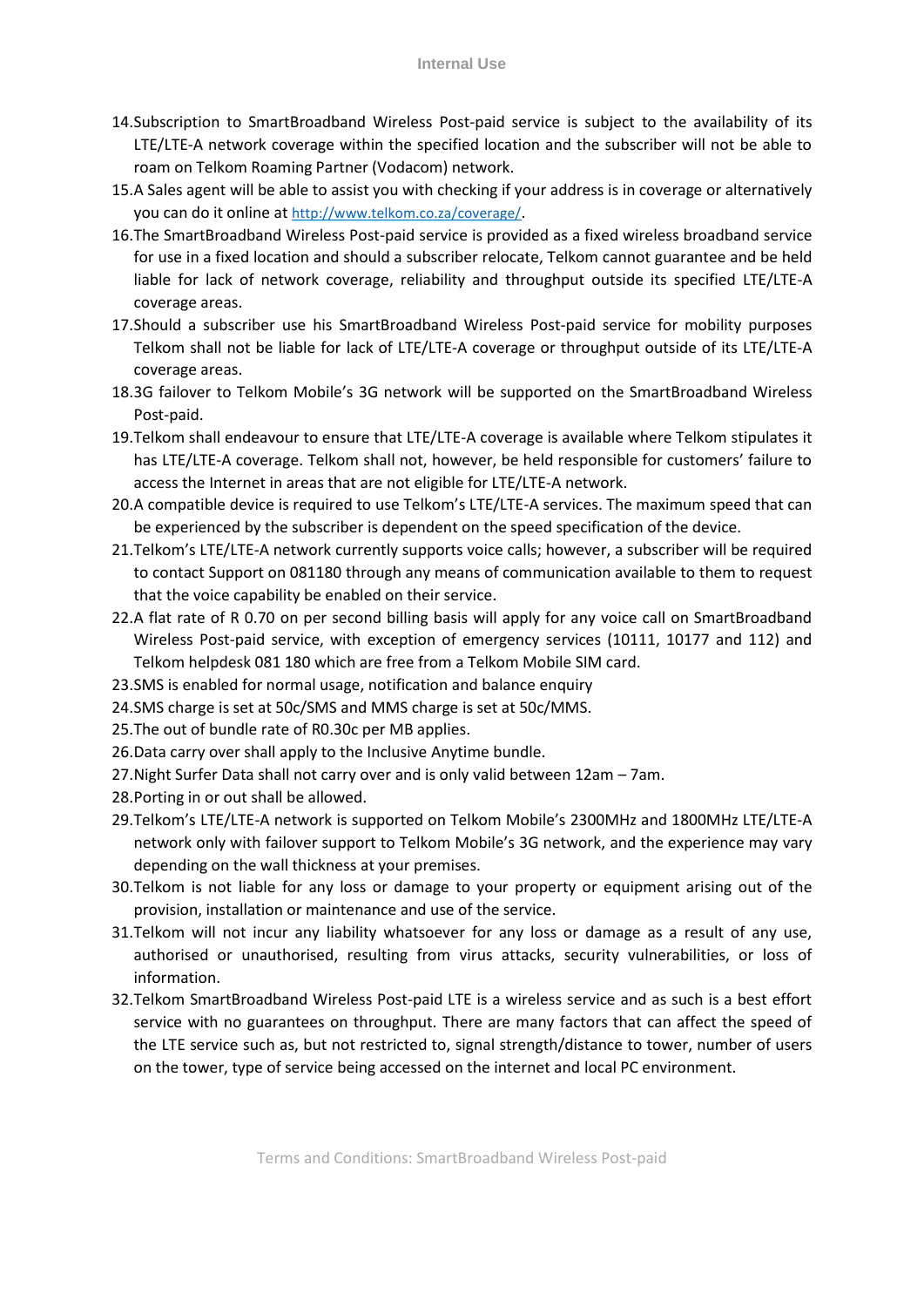14. Subscription to SmartBroadband Wireless Post-paid service is subject to the availability of its LTE/LTE-A network coverage within the specified location and the subscriber will not be able to roam on Telkom Roaming Partner (Vodacom) network.
15. A Sales agent will be able to assist you with checking if your address is in coverage or alternatively you can do it online at http://www.telkom.co.za/coverage/.
16. The SmartBroadband Wireless Post-paid service is provided as a fixed wireless broadband service for use in a fixed location and should a subscriber relocate, Telkom cannot guarantee and be held liable for lack of network coverage, reliability and throughput outside its specified LTE/LTE-A coverage areas.
17. Should a subscriber use his SmartBroadband Wireless Post-paid service for mobility purposes Telkom shall not be liable for lack of LTE/LTE-A coverage or throughput outside of its LTE/LTE-A coverage areas.
18. 3G failover to Telkom Mobile's 3G network will be supported on the SmartBroadband Wireless Post-paid.
19. Telkom shall endeavour to ensure that LTE/LTE-A coverage is available where Telkom stipulates it has LTE/LTE-A coverage. Telkom shall not, however, be held responsible for customers' failure to access the Internet in areas that are not eligible for LTE/LTE-A network.
20. A compatible device is required to use Telkom's LTE/LTE-A services. The maximum speed that can be experienced by the subscriber is dependent on the speed specification of the device.
21. Telkom's LTE/LTE-A network currently supports voice calls; however, a subscriber will be required to contact Support on 081180 through any means of communication available to them to request that the voice capability be enabled on their service.
22. A flat rate of R 0.70 on per second billing basis will apply for any voice call on SmartBroadband Wireless Post-paid service, with exception of emergency services (10111, 10177 and 112) and Telkom helpdesk 081 180 which are free from a Telkom Mobile SIM card.
23. SMS is enabled for normal usage, notification and balance enquiry
24. SMS charge is set at 50c/SMS and MMS charge is set at 50c/MMS.
25. The out of bundle rate of R0.30c per MB applies.
26. Data carry over shall apply to the Inclusive Anytime bundle.
27. Night Surfer Data shall not carry over and is only valid between 12am – 7am.
28. Porting in or out shall be allowed.
29. Telkom's LTE/LTE-A network is supported on Telkom Mobile's 2300MHz and 1800MHz LTE/LTE-A network only with failover support to Telkom Mobile's 3G network, and the experience may vary depending on the wall thickness at your premises.
30. Telkom is not liable for any loss or damage to your property or equipment arising out of the provision, installation or maintenance and use of the service.
31. Telkom will not incur any liability whatsoever for any loss or damage as a result of any use, authorised or unauthorised, resulting from virus attacks, security vulnerabilities, or loss of information.
32. Telkom SmartBroadband Wireless Post-paid LTE is a wireless service and as such is a best effort service with no guarantees on throughput. There are many factors that can affect the speed of the LTE service such as, but not restricted to, signal strength/distance to tower, number of users on the tower, type of service being accessed on the internet and local PC environment.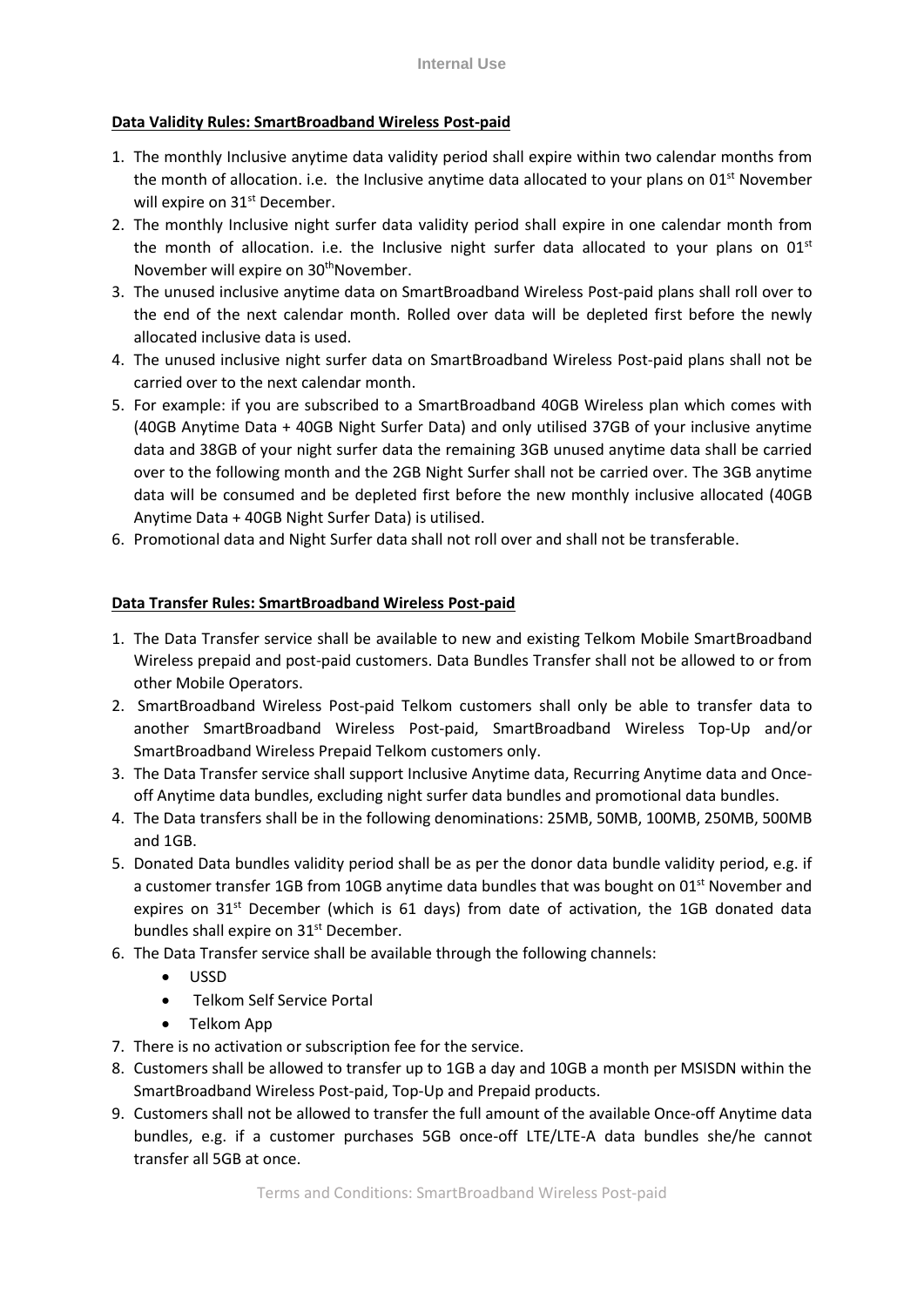**Data Validity Rules: SmartBroadband Wireless Post-paid**

1. The monthly Inclusive anytime data validity period shall expire within two calendar months from the month of allocation. i.e. the Inclusive anytime data allocated to your plans on 01st November will expire on 31st December.
2. The monthly Inclusive night surfer data validity period shall expire in one calendar month from the month of allocation. i.e. the Inclusive night surfer data allocated to your plans on 01st November will expire on 30thNovember.
3. The unused inclusive anytime data on SmartBroadband Wireless Post-paid plans shall roll over to the end of the next calendar month. Rolled over data will be depleted first before the newly allocated inclusive data is used.
4. The unused inclusive night surfer data on SmartBroadband Wireless Post-paid plans shall not be carried over to the next calendar month.
5. For example: if you are subscribed to a SmartBroadband 40GB Wireless plan which comes with (40GB Anytime Data + 40GB Night Surfer Data) and only utilised 37GB of your inclusive anytime data and 38GB of your night surfer data the remaining 3GB unused anytime data shall be carried over to the following month and the 2GB Night Surfer shall not be carried over. The 3GB anytime data will be consumed and be depleted first before the new monthly inclusive allocated (40GB Anytime Data + 40GB Night Surfer Data) is utilised.
6. Promotional data and Night Surfer data shall not roll over and shall not be transferable.

**Data Transfer Rules: SmartBroadband Wireless Post-paid**

1. The Data Transfer service shall be available to new and existing Telkom Mobile SmartBroadband Wireless prepaid and post-paid customers. Data Bundles Transfer shall not be allowed to or from other Mobile Operators.
2. SmartBroadband Wireless Post-paid Telkom customers shall only be able to transfer data to another SmartBroadband Wireless Post-paid, SmartBroadband Wireless Top-Up and/or SmartBroadband Wireless Prepaid Telkom customers only.
3. The Data Transfer service shall support Inclusive Anytime data, Recurring Anytime data and Once-off Anytime data bundles, excluding night surfer data bundles and promotional data bundles.
4. The Data transfers shall be in the following denominations: 25MB, 50MB, 100MB, 250MB, 500MB and 1GB.
5. Donated Data bundles validity period shall be as per the donor data bundle validity period, e.g. if a customer transfer 1GB from 10GB anytime data bundles that was bought on 01st November and expires on 31st December (which is 61 days) from date of activation, the 1GB donated data bundles shall expire on 31st December.
6. The Data Transfer service shall be available through the following channels:
   - USSD
   - Telkom Self Service Portal
   - Telkom App
7. There is no activation or subscription fee for the service.
8. Customers shall be allowed to transfer up to 1GB a day and 10GB a month per MSISDN within the SmartBroadband Wireless Post-paid, Top-Up and Prepaid products.
9. Customers shall not be allowed to transfer the full amount of the available Once-off Anytime data bundles, e.g. if a customer purchases 5GB once-off LTE/LTE-A data bundles she/he cannot transfer all 5GB at once.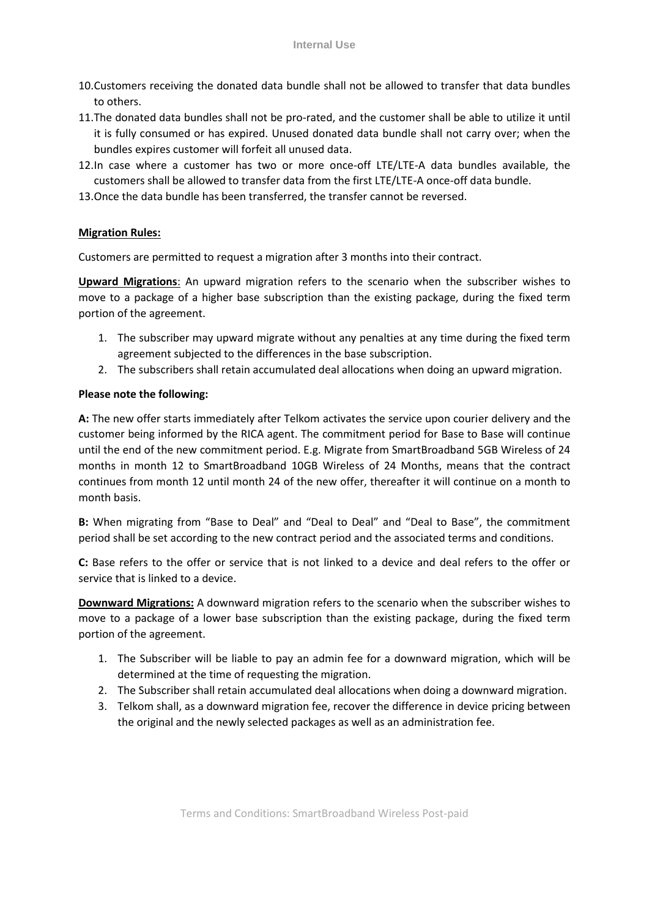10. Customers receiving the donated data bundle shall not be allowed to transfer that data bundles to others.
11. The donated data bundles shall not be pro-rated, and the customer shall be able to utilize it until it is fully consumed or has expired. Unused donated data bundle shall not carry over; when the bundles expires customer will forfeit all unused data.
12. In case where a customer has two or more once-off LTE/LTE-A data bundles available, the customers shall be allowed to transfer data from the first LTE/LTE-A once-off data bundle.
13. Once the data bundle has been transferred, the transfer cannot be reversed.

**Migration Rules:**

Customers are permitted to request a migration after 3 months into their contract.

**Upward Migrations**: An upward migration refers to the scenario when the subscriber wishes to move to a package of a higher base subscription than the existing package, during the fixed term portion of the agreement.

1. The subscriber may upward migrate without any penalties at any time during the fixed term agreement subjected to the differences in the base subscription.
2. The subscribers shall retain accumulated deal allocations when doing an upward migration.

**Please note the following:**

**A:** The new offer starts immediately after Telkom activates the service upon courier delivery and the customer being informed by the RICA agent. The commitment period for Base to Base will continue until the end of the new commitment period. E.g. Migrate from SmartBroadband 5GB Wireless of 24 months in month 12 to SmartBroadband 10GB Wireless of 24 Months, means that the contract continues from month 12 until month 24 of the new offer, thereafter it will continue on a month to month basis.

**B:** When migrating from "Base to Deal" and "Deal to Deal" and "Deal to Base", the commitment period shall be set according to the new contract period and the associated terms and conditions.

**C:** Base refers to the offer or service that is not linked to a device and deal refers to the offer or service that is linked to a device.

**Downward Migrations:** A downward migration refers to the scenario when the subscriber wishes to move to a package of a lower base subscription than the existing package, during the fixed term portion of the agreement.

1. The Subscriber will be liable to pay an admin fee for a downward migration, which will be determined at the time of requesting the migration.
2. The Subscriber shall retain accumulated deal allocations when doing a downward migration.
3. Telkom shall, as a downward migration fee, recover the difference in device pricing between the original and the newly selected packages as well as an administration fee.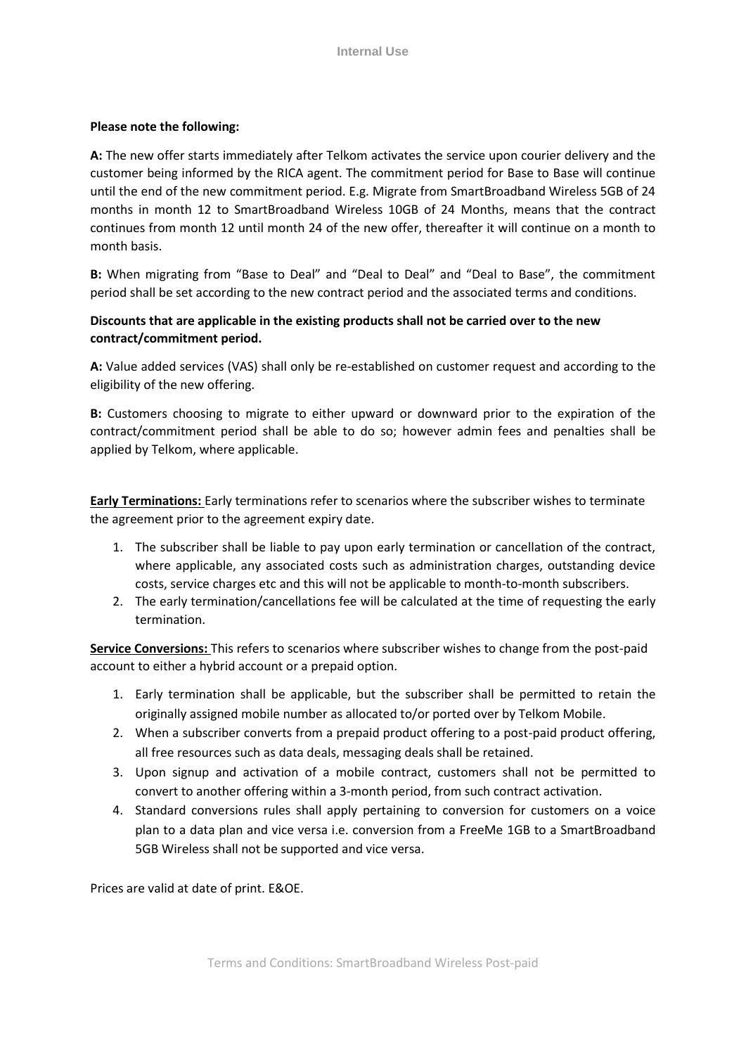**Please note the following:**

**A:** The new offer starts immediately after Telkom activates the service upon courier delivery and the customer being informed by the RICA agent. The commitment period for Base to Base will continue until the end of the new commitment period. E.g. Migrate from SmartBroadband Wireless 5GB of 24 months in month 12 to SmartBroadband Wireless 10GB of 24 Months, means that the contract continues from month 12 until month 24 of the new offer, thereafter it will continue on a month to month basis.

**B:** When migrating from "Base to Deal" and "Deal to Deal" and "Deal to Base", the commitment period shall be set according to the new contract period and the associated terms and conditions.

**Discounts that are applicable in the existing products shall not be carried over to the new contract/commitment period.**

**A:** Value added services (VAS) shall only be re-established on customer request and according to the eligibility of the new offering.

**B:** Customers choosing to migrate to either upward or downward prior to the expiration of the contract/commitment period shall be able to do so; however admin fees and penalties shall be applied by Telkom, where applicable.

**Early Terminations:** Early terminations refer to scenarios where the subscriber wishes to terminate the agreement prior to the agreement expiry date.

1. The subscriber shall be liable to pay upon early termination or cancellation of the contract, where applicable, any associated costs such as administration charges, outstanding device costs, service charges etc and this will not be applicable to month-to-month subscribers.
2. The early termination/cancellations fee will be calculated at the time of requesting the early termination.

**Service Conversions:** This refers to scenarios where subscriber wishes to change from the post-paid account to either a hybrid account or a prepaid option.

1. Early termination shall be applicable, but the subscriber shall be permitted to retain the originally assigned mobile number as allocated to/or ported over by Telkom Mobile.
2. When a subscriber converts from a prepaid product offering to a post-paid product offering, all free resources such as data deals, messaging deals shall be retained.
3. Upon signup and activation of a mobile contract, customers shall not be permitted to convert to another offering within a 3-month period, from such contract activation.
4. Standard conversions rules shall apply pertaining to conversion for customers on a voice plan to a data plan and vice versa i.e. conversion from a FreeMe 1GB to a SmartBroadband 5GB Wireless shall not be supported and vice versa.

Prices are valid at date of print. E&OE.